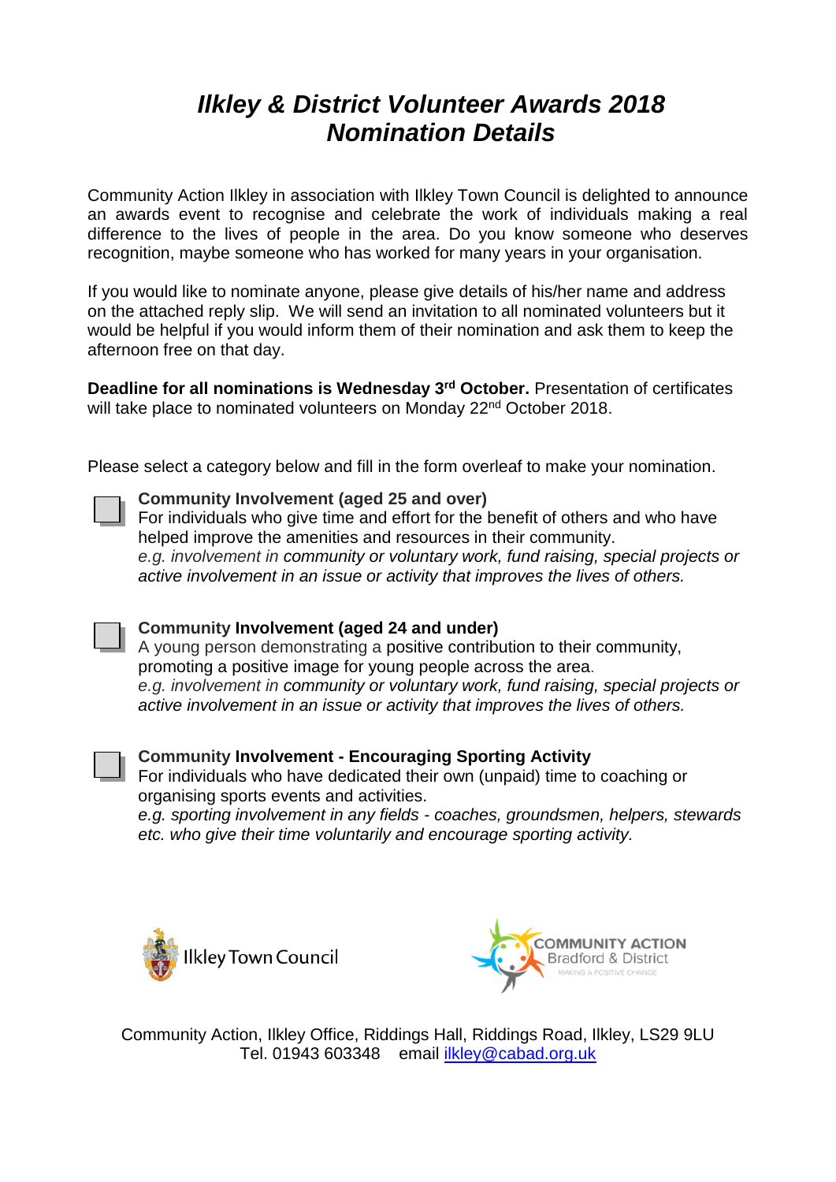# *Ilkley & District Volunteer Awards 2018*
# *Nomination Details*

Community Action Ilkley in association with Ilkley Town Council is delighted to announce an awards event to recognise and celebrate the work of individuals making a real difference to the lives of people in the area. Do you know someone who deserves recognition, maybe someone who has worked for many years in your organisation.

If you would like to nominate anyone, please give details of his/her name and address on the attached reply slip. We will send an invitation to all nominated volunteers but it would be helpful if you would inform them of their nomination and ask them to keep the afternoon free on that day.

**Deadline for all nominations is Wednesday 3rd October.** Presentation of certificates will take place to nominated volunteers on Monday 22nd October 2018.

Please select a category below and fill in the form overleaf to make your nomination.

☐ **Community Involvement (aged 25 and over)**
For individuals who give time and effort for the benefit of others and who have helped improve the amenities and resources in their community.
*e.g. involvement in community or voluntary work, fund raising, special projects or active involvement in an issue or activity that improves the lives of others.*

☐ **Community Involvement (aged 24 and under)**
A young person demonstrating a positive contribution to their community, promoting a positive image for young people across the area.
*e.g. involvement in community or voluntary work, fund raising, special projects or active involvement in an issue or activity that improves the lives of others.*

☐ **Community Involvement - Encouraging Sporting Activity**
For individuals who have dedicated their own (unpaid) time to coaching or organising sports events and activities.
*e.g. sporting involvement in any fields - coaches, groundsmen, helpers, stewards etc. who give their time voluntarily and encourage sporting activity.*

Ilkley Town Council

COMMUNITY ACTION Bradford & District
MAKING A POSITIVE CHANGE

Community Action, Ilkley Office, Riddings Hall, Riddings Road, Ilkley, LS29 9LU
Tel. 01943 603348 email ilkley@cabad.org.uk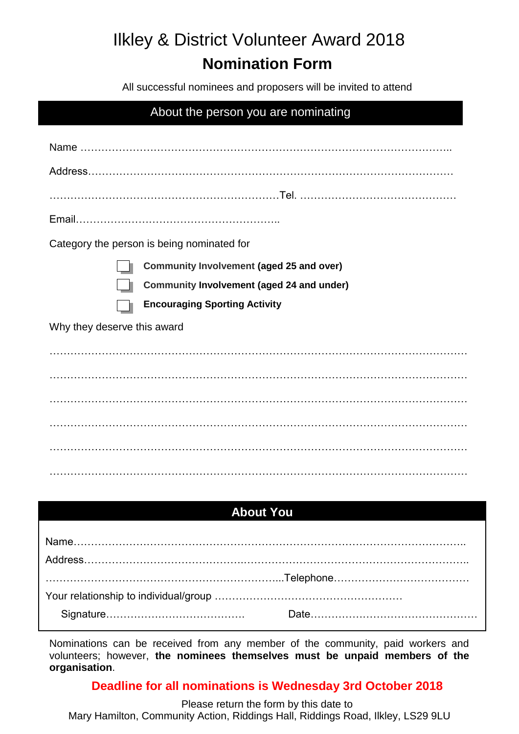# Ilkley & District Volunteer Award 2018

## Nomination Form

All successful nominees and proposers will be invited to attend

### About the person you are nominating

Name ………………………………………………………………………………………..

Address…………………………………………………………………………………………

…………………………………………………………Tel. ………………………………………

Email…………………………………………………..

Category the person is being nominated for

- ☐ **Community Involvement (aged 25 and over)**
- ☐ **Community Involvement (aged 24 and under)**
- ☐ **Encouraging Sporting Activity**

Why they deserve this award

……………………………………………………………………………………………………

……………………………………………………………………………………………………

……………………………………………………………………………………………………

……………………………………………………………………………………………………

……………………………………………………………………………………………………

……………………………………………………………………………………………………

### About You

Name……………………………………………………………………………………………..

Address…………………………………………………………………………………………..

…………………………………………………………...Telephone…………………………………

Your relationship to individual/group ………………………………………………

Signature………………………………… Date…………………………………………

Nominations can be received from any member of the community, paid workers and volunteers; however, **the nominees themselves must be unpaid members of the organisation**.

**Deadline for all nominations is Wednesday 3rd October 2018**

Please return the form by this date to
Mary Hamilton, Community Action, Riddings Hall, Riddings Road, Ilkley, LS29 9LU